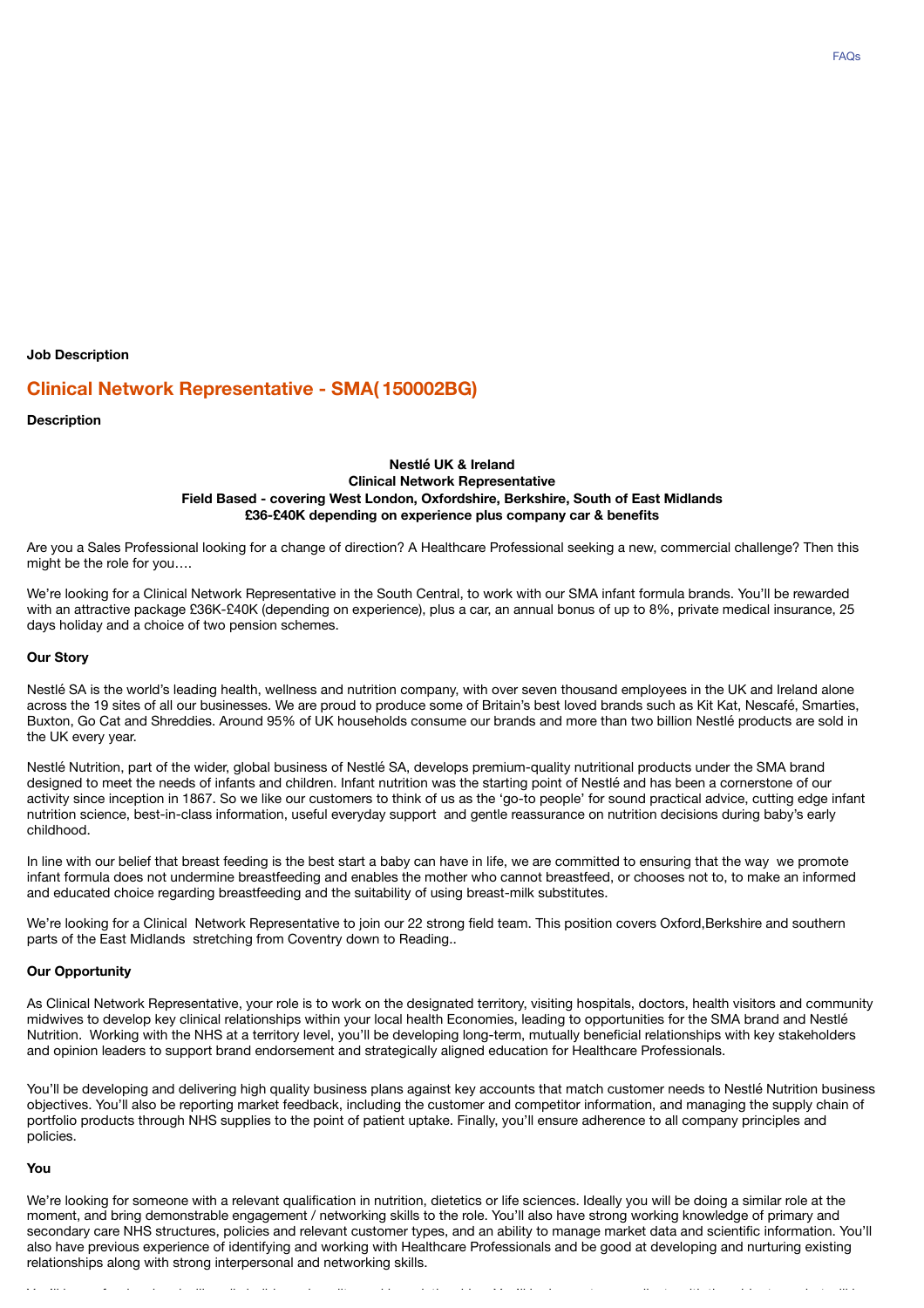FAQs

**Job Description**

## Clinical Network Representative - SMA( 150002BG)

**Description**

**Nestlé UK & Ireland**
**Clinical Network Representative**
**Field Based - covering West London, Oxfordshire, Berkshire, South of East Midlands**
**£36-£40K depending on experience plus company car & benefits**

Are you a Sales Professional looking for a change of direction? A Healthcare Professional seeking a new, commercial challenge? Then this might be the role for you….

We're looking for a Clinical Network Representative in the South Central, to work with our SMA infant formula brands. You'll be rewarded with an attractive package £36K-£40K (depending on experience), plus a car, an annual bonus of up to 8%, private medical insurance, 25 days holiday and a choice of two pension schemes.

**Our Story**

Nestlé SA is the world's leading health, wellness and nutrition company, with over seven thousand employees in the UK and Ireland alone across the 19 sites of all our businesses. We are proud to produce some of Britain's best loved brands such as Kit Kat, Nescafé, Smarties, Buxton, Go Cat and Shreddies. Around 95% of UK households consume our brands and more than two billion Nestlé products are sold in the UK every year.

Nestlé Nutrition, part of the wider, global business of Nestlé SA, develops premium-quality nutritional products under the SMA brand designed to meet the needs of infants and children. Infant nutrition was the starting point of Nestlé and has been a cornerstone of our activity since inception in 1867. So we like our customers to think of us as the 'go-to people' for sound practical advice, cutting edge infant nutrition science, best-in-class information, useful everyday support and gentle reassurance on nutrition decisions during baby's early childhood.

In line with our belief that breast feeding is the best start a baby can have in life, we are committed to ensuring that the way we promote infant formula does not undermine breastfeeding and enables the mother who cannot breastfeed, or chooses not to, to make an informed and educated choice regarding breastfeeding and the suitability of using breast-milk substitutes.

We're looking for a Clinical Network Representative to join our 22 strong field team. This position covers Oxford,Berkshire and southern parts of the East Midlands stretching from Coventry down to Reading..

**Our Opportunity**

As Clinical Network Representative, your role is to work on the designated territory, visiting hospitals, doctors, health visitors and community midwives to develop key clinical relationships within your local health Economies, leading to opportunities for the SMA brand and Nestlé Nutrition. Working with the NHS at a territory level, you'll be developing long-term, mutually beneficial relationships with key stakeholders and opinion leaders to support brand endorsement and strategically aligned education for Healthcare Professionals.

You'll be developing and delivering high quality business plans against key accounts that match customer needs to Nestlé Nutrition business objectives. You'll also be reporting market feedback, including the customer and competitor information, and managing the supply chain of portfolio products through NHS supplies to the point of patient uptake. Finally, you'll ensure adherence to all company principles and policies.

**You**

We're looking for someone with a relevant qualification in nutrition, dietetics or life sciences. Ideally you will be doing a similar role at the moment, and bring demonstrable engagement / networking skills to the role. You'll also have strong working knowledge of primary and secondary care NHS structures, policies and relevant customer types, and an ability to manage market data and scientific information. You'll also have previous experience of identifying and working with Healthcare Professionals and be good at developing and nurturing existing relationships along with strong interpersonal and networking skills.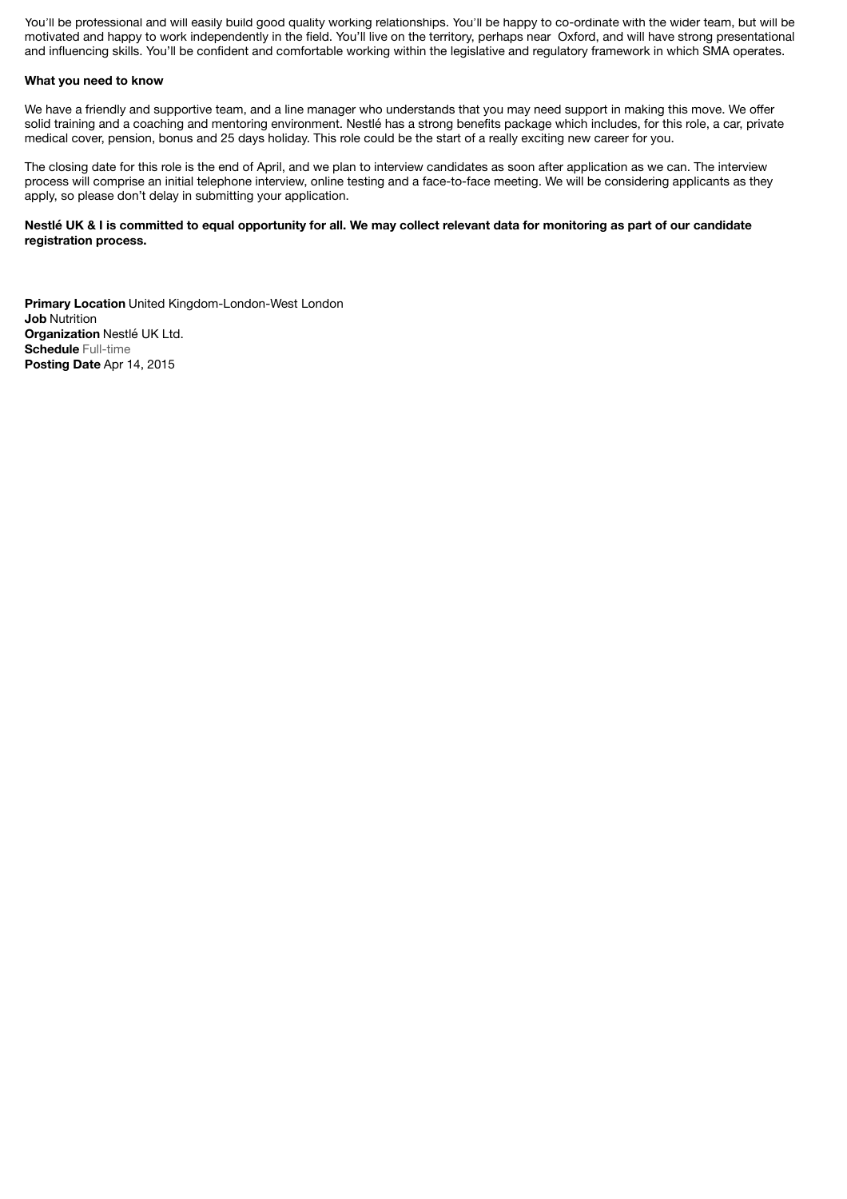You'll be professional and will easily build good quality working relationships. You'll be happy to co-ordinate with the wider team, but will be motivated and happy to work independently in the field. You'll live on the territory, perhaps near Oxford, and will have strong presentational and influencing skills. You'll be confident and comfortable working within the legislative and regulatory framework in which SMA operates.

**What you need to know**

We have a friendly and supportive team, and a line manager who understands that you may need support in making this move. We offer solid training and a coaching and mentoring environment. Nestlé has a strong benefits package which includes, for this role, a car, private medical cover, pension, bonus and 25 days holiday. This role could be the start of a really exciting new career for you.

The closing date for this role is the end of April, and we plan to interview candidates as soon after application as we can. The interview process will comprise an initial telephone interview, online testing and a face-to-face meeting. We will be considering applicants as they apply, so please don't delay in submitting your application.

**Nestlé UK & I is committed to equal opportunity for all. We may collect relevant data for monitoring as part of our candidate registration process.**

**Primary Location** United Kingdom-London-West London
**Job** Nutrition
**Organization** Nestlé UK Ltd.
**Schedule** Full-time
**Posting Date** Apr 14, 2015